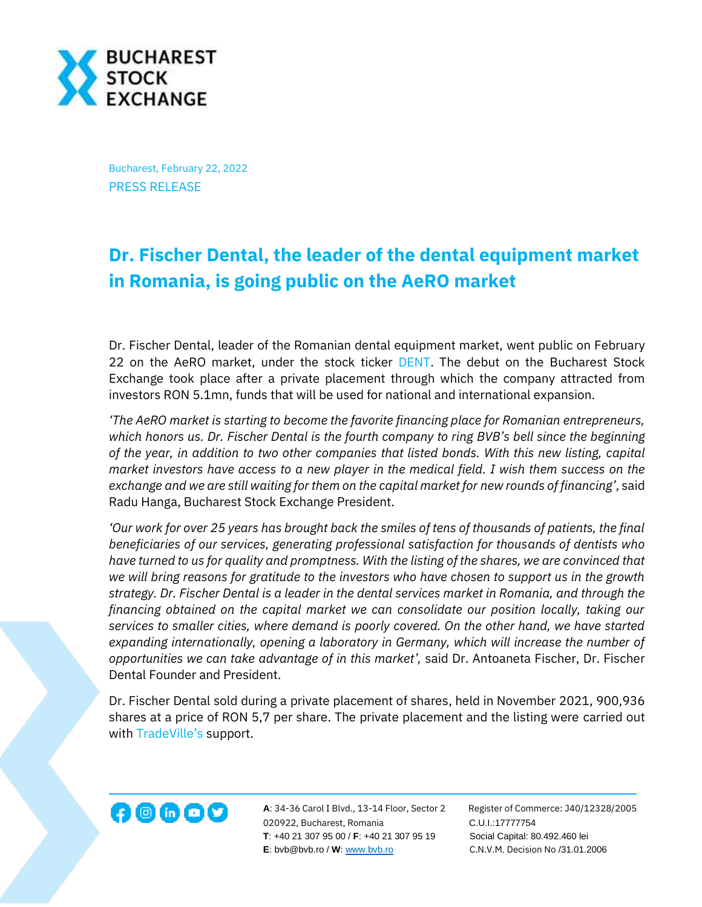Bucharest, February 22, 2022

PRESS RELEASE

# Dr. Fischer Dental, the leader of the dental equipment market in Romania, is going public on the AeRO market

Dr. Fischer Dental, leader of the Romanian dental equipment market, went public on February 22 on the AeRO market, under the stock ticker DENT. The debut on the Bucharest Stock Exchange took place after a private placement through which the company attracted from investors RON 5.1mn, funds that will be used for national and international expansion.

*'The AeRO market is starting to become the favorite financing place for Romanian entrepreneurs, which honors us. Dr. Fischer Dental is the fourth company to ring BVB's bell since the beginning of the year, in addition to two other companies that listed bonds. With this new listing, capital market investors have access to a new player in the medical field. I wish them success on the exchange and we are still waiting for them on the capital market for new rounds of financing'*, said Radu Hanga, Bucharest Stock Exchange President.

*'Our work for over 25 years has brought back the smiles of tens of thousands of patients, the final beneficiaries of our services, generating professional satisfaction for thousands of dentists who have turned to us for quality and promptness. With the listing of the shares, we are convinced that we will bring reasons for gratitude to the investors who have chosen to support us in the growth strategy. Dr. Fischer Dental is a leader in the dental services market in Romania, and through the financing obtained on the capital market we can consolidate our position locally, taking our services to smaller cities, where demand is poorly covered. On the other hand, we have started expanding internationally, opening a laboratory in Germany, which will increase the number of opportunities we can take advantage of in this market',* said Dr. Antoaneta Fischer, Dr. Fischer Dental Founder and President.

Dr. Fischer Dental sold during a private placement of shares, held in November 2021, 900,936 shares at a price of RON 5,7 per share. The private placement and the listing were carried out with TradeVille's support.

**A**: 34-36 Carol I Blvd., 13-14 Floor, Sector 2
020922, Bucharest, Romania
**T**: +40 21 307 95 00 / **F**: +40 21 307 95 19
**E**: bvb@bvb.ro / **W**: www.bvb.ro

Register of Commerce: J40/12328/2005
C.U.I.:17777754
Social Capital: 80.492.460 lei
C.N.V.M. Decision No /31.01.2006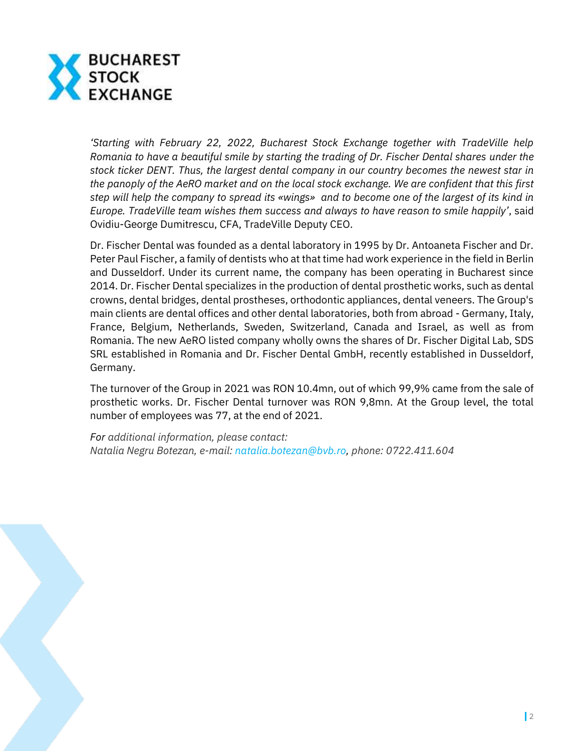*'Starting with February 22, 2022, Bucharest Stock Exchange together with TradeVille help Romania to have a beautiful smile by starting the trading of Dr. Fischer Dental shares under the stock ticker DENT. Thus, the largest dental company in our country becomes the newest star in the panoply of the AeRO market and on the local stock exchange. We are confident that this first step will help the company to spread its «wings» and to become one of the largest of its kind in Europe. TradeVille team wishes them success and always to have reason to smile happily'*, said Ovidiu-George Dumitrescu, CFA, TradeVille Deputy CEO.

Dr. Fischer Dental was founded as a dental laboratory in 1995 by Dr. Antoaneta Fischer and Dr. Peter Paul Fischer, a family of dentists who at that time had work experience in the field in Berlin and Dusseldorf. Under its current name, the company has been operating in Bucharest since 2014. Dr. Fischer Dental specializes in the production of dental prosthetic works, such as dental crowns, dental bridges, dental prostheses, orthodontic appliances, dental veneers. The Group's main clients are dental offices and other dental laboratories, both from abroad - Germany, Italy, France, Belgium, Netherlands, Sweden, Switzerland, Canada and Israel, as well as from Romania. The new AeRO listed company wholly owns the shares of Dr. Fischer Digital Lab, SDS SRL established in Romania and Dr. Fischer Dental GmbH, recently established in Dusseldorf, Germany.

The turnover of the Group in 2021 was RON 10.4mn, out of which 99,9% came from the sale of prosthetic works. Dr. Fischer Dental turnover was RON 9,8mn. At the Group level, the total number of employees was 77, at the end of 2021.

*For additional information, please contact:*
*Natalia Negru Botezan, e-mail: natalia.botezan@bvb.ro, phone: 0722.411.604*